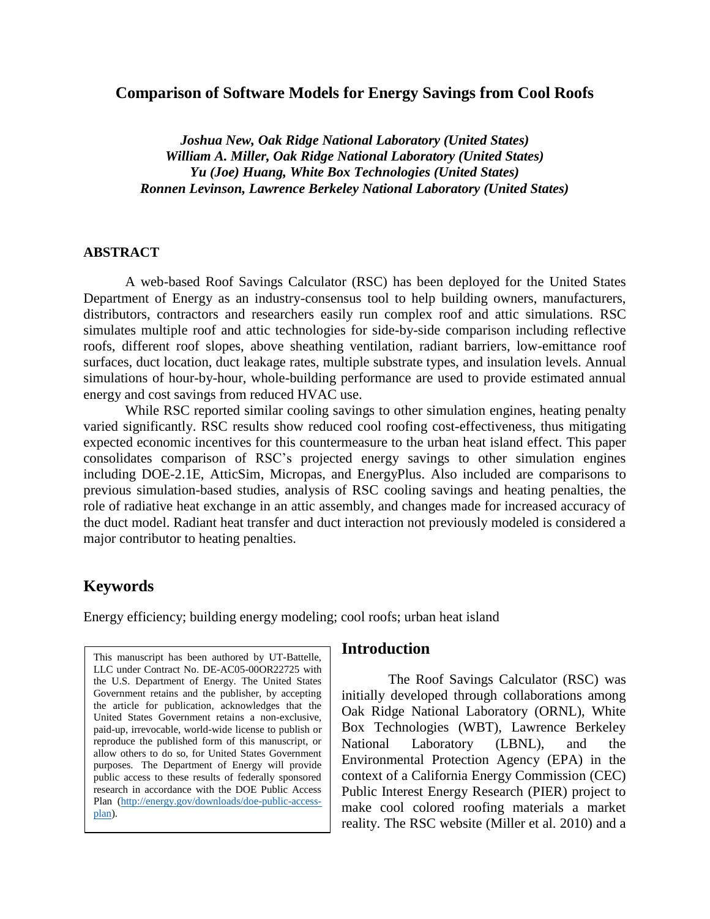# Comparison of Software Models for Energy Savings from Cool Roofs

*Joshua New, Oak Ridge National Laboratory (United States)*
*William A. Miller, Oak Ridge National Laboratory (United States)*
*Yu (Joe) Huang, White Box Technologies (United States)*
*Ronnen Levinson, Lawrence Berkeley National Laboratory (United States)*

## ABSTRACT

A web-based Roof Savings Calculator (RSC) has been deployed for the United States Department of Energy as an industry-consensus tool to help building owners, manufacturers, distributors, contractors and researchers easily run complex roof and attic simulations. RSC simulates multiple roof and attic technologies for side-by-side comparison including reflective roofs, different roof slopes, above sheathing ventilation, radiant barriers, low-emittance roof surfaces, duct location, duct leakage rates, multiple substrate types, and insulation levels. Annual simulations of hour-by-hour, whole-building performance are used to provide estimated annual energy and cost savings from reduced HVAC use.

While RSC reported similar cooling savings to other simulation engines, heating penalty varied significantly. RSC results show reduced cool roofing cost-effectiveness, thus mitigating expected economic incentives for this countermeasure to the urban heat island effect. This paper consolidates comparison of RSC's projected energy savings to other simulation engines including DOE-2.1E, AtticSim, Micropas, and EnergyPlus. Also included are comparisons to previous simulation-based studies, analysis of RSC cooling savings and heating penalties, the role of radiative heat exchange in an attic assembly, and changes made for increased accuracy of the duct model. Radiant heat transfer and duct interaction not previously modeled is considered a major contributor to heating penalties.

## Keywords

Energy efficiency; building energy modeling; cool roofs; urban heat island

This manuscript has been authored by UT-Battelle, LLC under Contract No. DE-AC05-00OR22725 with the U.S. Department of Energy. The United States Government retains and the publisher, by accepting the article for publication, acknowledges that the United States Government retains a non-exclusive, paid-up, irrevocable, world-wide license to publish or reproduce the published form of this manuscript, or allow others to do so, for United States Government purposes. The Department of Energy will provide public access to these results of federally sponsored research in accordance with the DOE Public Access Plan (http://energy.gov/downloads/doe-public-access-plan).

## Introduction

The Roof Savings Calculator (RSC) was initially developed through collaborations among Oak Ridge National Laboratory (ORNL), White Box Technologies (WBT), Lawrence Berkeley National Laboratory (LBNL), and the Environmental Protection Agency (EPA) in the context of a California Energy Commission (CEC) Public Interest Energy Research (PIER) project to make cool colored roofing materials a market reality. The RSC website (Miller et al. 2010) and a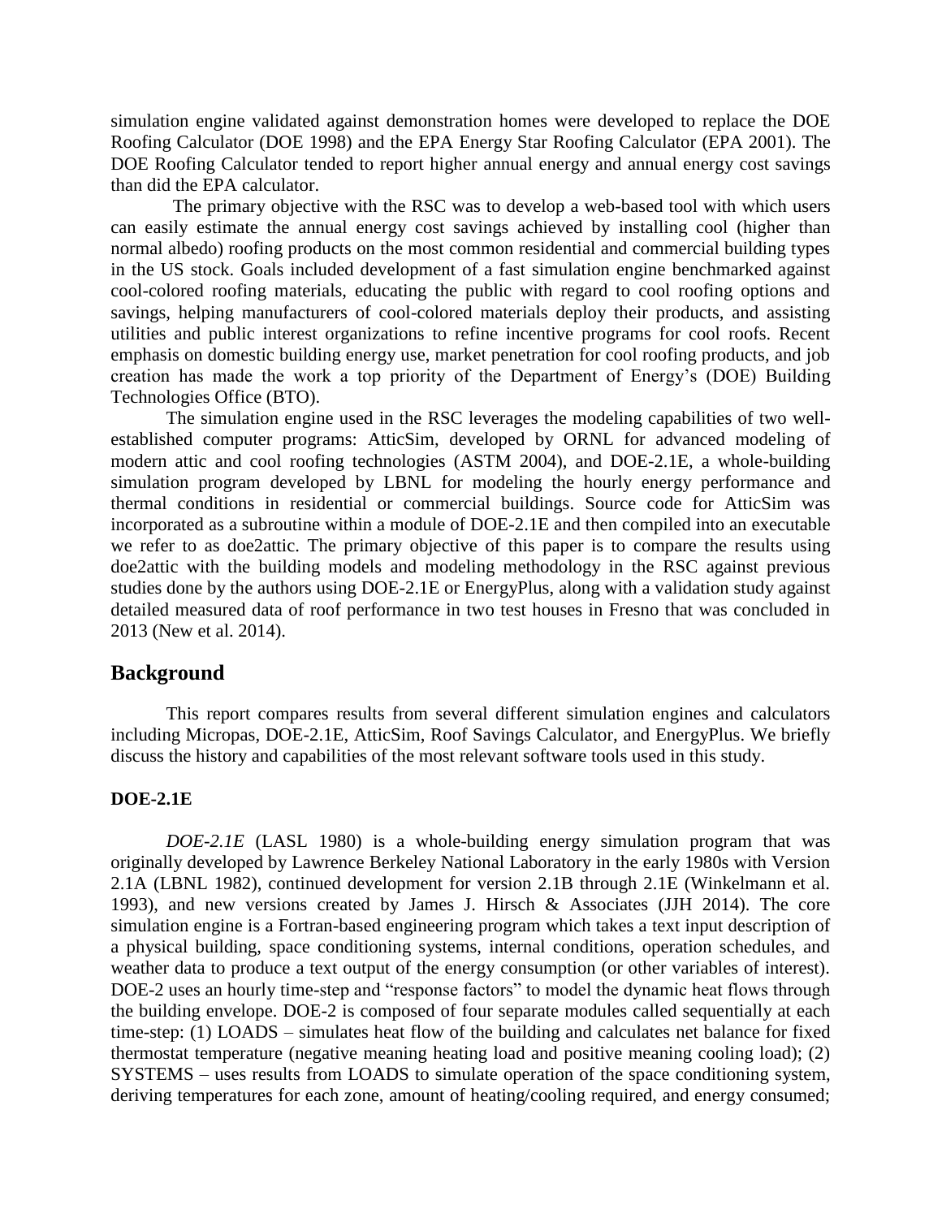simulation engine validated against demonstration homes were developed to replace the DOE Roofing Calculator (DOE 1998) and the EPA Energy Star Roofing Calculator (EPA 2001). The DOE Roofing Calculator tended to report higher annual energy and annual energy cost savings than did the EPA calculator.

The primary objective with the RSC was to develop a web-based tool with which users can easily estimate the annual energy cost savings achieved by installing cool (higher than normal albedo) roofing products on the most common residential and commercial building types in the US stock. Goals included development of a fast simulation engine benchmarked against cool-colored roofing materials, educating the public with regard to cool roofing options and savings, helping manufacturers of cool-colored materials deploy their products, and assisting utilities and public interest organizations to refine incentive programs for cool roofs. Recent emphasis on domestic building energy use, market penetration for cool roofing products, and job creation has made the work a top priority of the Department of Energy's (DOE) Building Technologies Office (BTO).

The simulation engine used in the RSC leverages the modeling capabilities of two well-established computer programs: AtticSim, developed by ORNL for advanced modeling of modern attic and cool roofing technologies (ASTM 2004), and DOE-2.1E, a whole-building simulation program developed by LBNL for modeling the hourly energy performance and thermal conditions in residential or commercial buildings. Source code for AtticSim was incorporated as a subroutine within a module of DOE-2.1E and then compiled into an executable we refer to as doe2attic. The primary objective of this paper is to compare the results using doe2attic with the building models and modeling methodology in the RSC against previous studies done by the authors using DOE-2.1E or EnergyPlus, along with a validation study against detailed measured data of roof performance in two test houses in Fresno that was concluded in 2013 (New et al. 2014).

## Background

This report compares results from several different simulation engines and calculators including Micropas, DOE-2.1E, AtticSim, Roof Savings Calculator, and EnergyPlus. We briefly discuss the history and capabilities of the most relevant software tools used in this study.

### DOE-2.1E

*DOE-2.1E* (LASL 1980) is a whole-building energy simulation program that was originally developed by Lawrence Berkeley National Laboratory in the early 1980s with Version 2.1A (LBNL 1982), continued development for version 2.1B through 2.1E (Winkelmann et al. 1993), and new versions created by James J. Hirsch & Associates (JJH 2014). The core simulation engine is a Fortran-based engineering program which takes a text input description of a physical building, space conditioning systems, internal conditions, operation schedules, and weather data to produce a text output of the energy consumption (or other variables of interest). DOE-2 uses an hourly time-step and "response factors" to model the dynamic heat flows through the building envelope. DOE-2 is composed of four separate modules called sequentially at each time-step: (1) LOADS – simulates heat flow of the building and calculates net balance for fixed thermostat temperature (negative meaning heating load and positive meaning cooling load); (2) SYSTEMS – uses results from LOADS to simulate operation of the space conditioning system, deriving temperatures for each zone, amount of heating/cooling required, and energy consumed;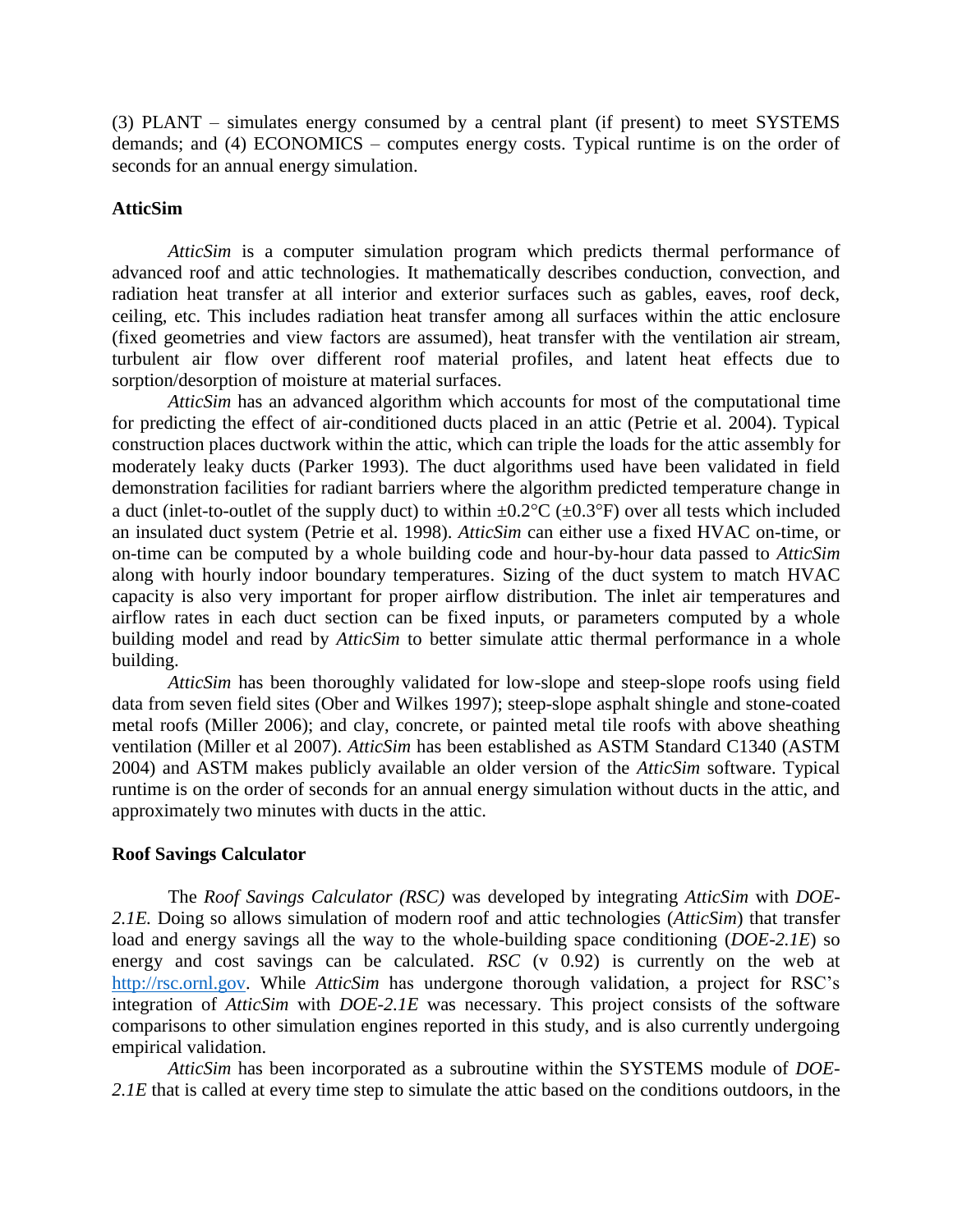(3) PLANT – simulates energy consumed by a central plant (if present) to meet SYSTEMS demands; and (4) ECONOMICS – computes energy costs. Typical runtime is on the order of seconds for an annual energy simulation.

**AtticSim**

*AtticSim* is a computer simulation program which predicts thermal performance of advanced roof and attic technologies. It mathematically describes conduction, convection, and radiation heat transfer at all interior and exterior surfaces such as gables, eaves, roof deck, ceiling, etc. This includes radiation heat transfer among all surfaces within the attic enclosure (fixed geometries and view factors are assumed), heat transfer with the ventilation air stream, turbulent air flow over different roof material profiles, and latent heat effects due to sorption/desorption of moisture at material surfaces.

*AtticSim* has an advanced algorithm which accounts for most of the computational time for predicting the effect of air-conditioned ducts placed in an attic (Petrie et al. 2004). Typical construction places ductwork within the attic, which can triple the loads for the attic assembly for moderately leaky ducts (Parker 1993). The duct algorithms used have been validated in field demonstration facilities for radiant barriers where the algorithm predicted temperature change in a duct (inlet-to-outlet of the supply duct) to within ±0.2°C (±0.3°F) over all tests which included an insulated duct system (Petrie et al. 1998). *AtticSim* can either use a fixed HVAC on-time, or on-time can be computed by a whole building code and hour-by-hour data passed to *AtticSim* along with hourly indoor boundary temperatures. Sizing of the duct system to match HVAC capacity is also very important for proper airflow distribution. The inlet air temperatures and airflow rates in each duct section can be fixed inputs, or parameters computed by a whole building model and read by *AtticSim* to better simulate attic thermal performance in a whole building.

*AtticSim* has been thoroughly validated for low-slope and steep-slope roofs using field data from seven field sites (Ober and Wilkes 1997); steep-slope asphalt shingle and stone-coated metal roofs (Miller 2006); and clay, concrete, or painted metal tile roofs with above sheathing ventilation (Miller et al 2007). *AtticSim* has been established as ASTM Standard C1340 (ASTM 2004) and ASTM makes publicly available an older version of the *AtticSim* software. Typical runtime is on the order of seconds for an annual energy simulation without ducts in the attic, and approximately two minutes with ducts in the attic.

**Roof Savings Calculator**

The *Roof Savings Calculator (RSC)* was developed by integrating *AtticSim* with *DOE-2.1E.* Doing so allows simulation of modern roof and attic technologies (*AtticSim*) that transfer load and energy savings all the way to the whole-building space conditioning (*DOE-2.1E*) so energy and cost savings can be calculated. *RSC* (v 0.92) is currently on the web at http://rsc.ornl.gov. While *AtticSim* has undergone thorough validation, a project for RSC's integration of *AtticSim* with *DOE-2.1E* was necessary. This project consists of the software comparisons to other simulation engines reported in this study, and is also currently undergoing empirical validation.

*AtticSim* has been incorporated as a subroutine within the SYSTEMS module of *DOE-2.1E* that is called at every time step to simulate the attic based on the conditions outdoors, in the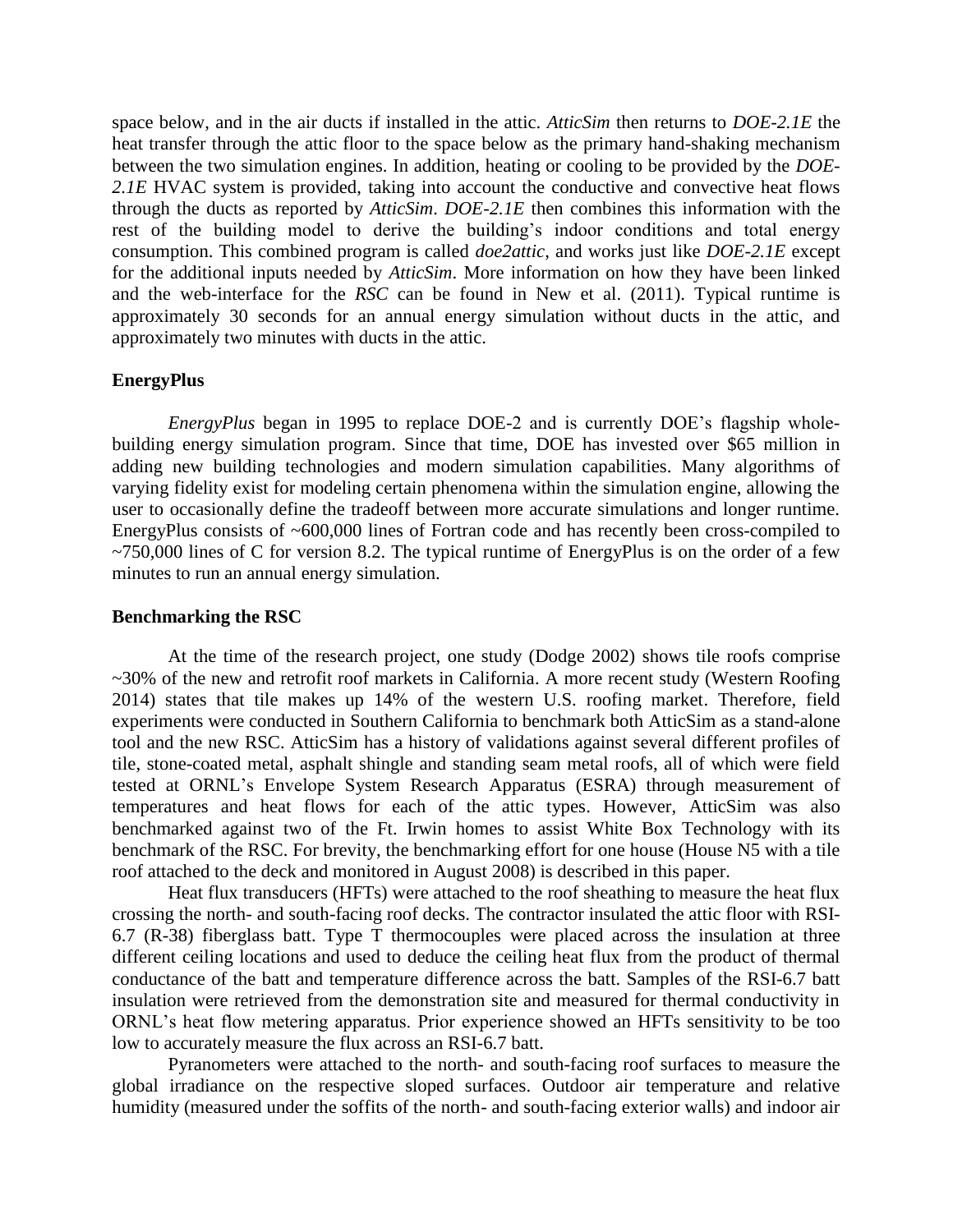space below, and in the air ducts if installed in the attic. *AtticSim* then returns to *DOE-2.1E* the heat transfer through the attic floor to the space below as the primary hand-shaking mechanism between the two simulation engines. In addition, heating or cooling to be provided by the *DOE-2.1E* HVAC system is provided, taking into account the conductive and convective heat flows through the ducts as reported by *AtticSim*. *DOE-2.1E* then combines this information with the rest of the building model to derive the building's indoor conditions and total energy consumption. This combined program is called *doe2attic*, and works just like *DOE-2.1E* except for the additional inputs needed by *AtticSim*. More information on how they have been linked and the web-interface for the *RSC* can be found in New et al. (2011). Typical runtime is approximately 30 seconds for an annual energy simulation without ducts in the attic, and approximately two minutes with ducts in the attic.

**EnergyPlus**

*EnergyPlus* began in 1995 to replace DOE-2 and is currently DOE's flagship whole-building energy simulation program. Since that time, DOE has invested over $65 million in adding new building technologies and modern simulation capabilities. Many algorithms of varying fidelity exist for modeling certain phenomena within the simulation engine, allowing the user to occasionally define the tradeoff between more accurate simulations and longer runtime. EnergyPlus consists of ~600,000 lines of Fortran code and has recently been cross-compiled to ~750,000 lines of C for version 8.2. The typical runtime of EnergyPlus is on the order of a few minutes to run an annual energy simulation.

**Benchmarking the RSC**

At the time of the research project, one study (Dodge 2002) shows tile roofs comprise ~30% of the new and retrofit roof markets in California. A more recent study (Western Roofing 2014) states that tile makes up 14% of the western U.S. roofing market. Therefore, field experiments were conducted in Southern California to benchmark both AtticSim as a stand-alone tool and the new RSC. AtticSim has a history of validations against several different profiles of tile, stone-coated metal, asphalt shingle and standing seam metal roofs, all of which were field tested at ORNL's Envelope System Research Apparatus (ESRA) through measurement of temperatures and heat flows for each of the attic types. However, AtticSim was also benchmarked against two of the Ft. Irwin homes to assist White Box Technology with its benchmark of the RSC. For brevity, the benchmarking effort for one house (House N5 with a tile roof attached to the deck and monitored in August 2008) is described in this paper.

Heat flux transducers (HFTs) were attached to the roof sheathing to measure the heat flux crossing the north- and south-facing roof decks. The contractor insulated the attic floor with RSI-6.7 (R-38) fiberglass batt. Type T thermocouples were placed across the insulation at three different ceiling locations and used to deduce the ceiling heat flux from the product of thermal conductance of the batt and temperature difference across the batt. Samples of the RSI-6.7 batt insulation were retrieved from the demonstration site and measured for thermal conductivity in ORNL's heat flow metering apparatus. Prior experience showed an HFTs sensitivity to be too low to accurately measure the flux across an RSI-6.7 batt.

Pyranometers were attached to the north- and south-facing roof surfaces to measure the global irradiance on the respective sloped surfaces. Outdoor air temperature and relative humidity (measured under the soffits of the north- and south-facing exterior walls) and indoor air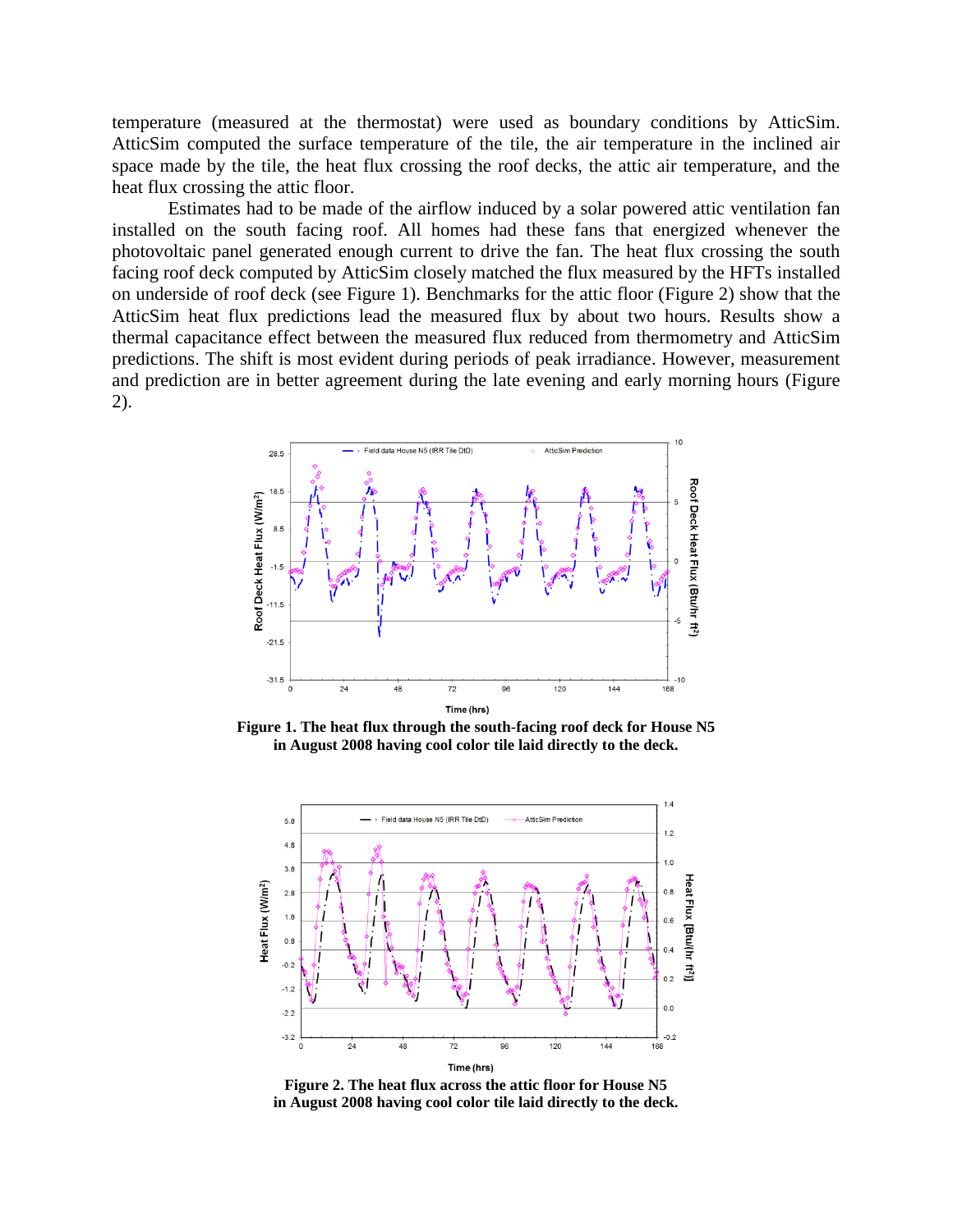temperature (measured at the thermostat) were used as boundary conditions by AtticSim. AtticSim computed the surface temperature of the tile, the air temperature in the inclined air space made by the tile, the heat flux crossing the roof decks, the attic air temperature, and the heat flux crossing the attic floor.

Estimates had to be made of the airflow induced by a solar powered attic ventilation fan installed on the south facing roof. All homes had these fans that energized whenever the photovoltaic panel generated enough current to drive the fan. The heat flux crossing the south facing roof deck computed by AtticSim closely matched the flux measured by the HFTs installed on underside of roof deck (see Figure 1). Benchmarks for the attic floor (Figure 2) show that the AtticSim heat flux predictions lead the measured flux by about two hours. Results show a thermal capacitance effect between the measured flux reduced from thermometry and AtticSim predictions. The shift is most evident during periods of peak irradiance. However, measurement and prediction are in better agreement during the late evening and early morning hours (Figure 2).

**Figure 1. The heat flux through the south-facing roof deck for House N5 in August 2008 having cool color tile laid directly to the deck.**

**Figure 2. The heat flux across the attic floor for House N5 in August 2008 having cool color tile laid directly to the deck.**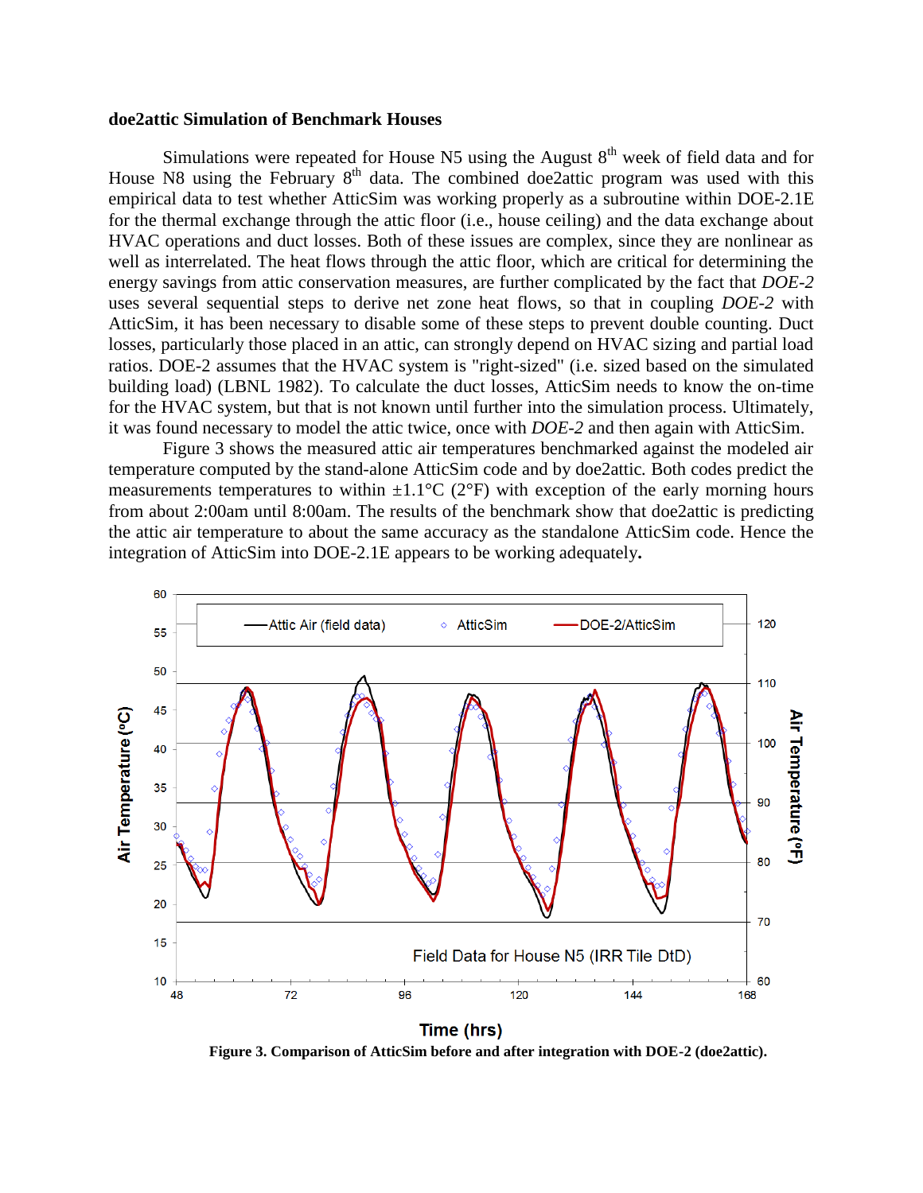**doe2attic Simulation of Benchmark Houses**

Simulations were repeated for House N5 using the August 8th week of field data and for House N8 using the February 8th data. The combined doe2attic program was used with this empirical data to test whether AtticSim was working properly as a subroutine within DOE-2.1E for the thermal exchange through the attic floor (i.e., house ceiling) and the data exchange about HVAC operations and duct losses. Both of these issues are complex, since they are nonlinear as well as interrelated. The heat flows through the attic floor, which are critical for determining the energy savings from attic conservation measures, are further complicated by the fact that *DOE-2* uses several sequential steps to derive net zone heat flows, so that in coupling *DOE-2* with AtticSim, it has been necessary to disable some of these steps to prevent double counting. Duct losses, particularly those placed in an attic, can strongly depend on HVAC sizing and partial load ratios. DOE-2 assumes that the HVAC system is "right-sized" (i.e. sized based on the simulated building load) (LBNL 1982). To calculate the duct losses, AtticSim needs to know the on-time for the HVAC system, but that is not known until further into the simulation process. Ultimately, it was found necessary to model the attic twice, once with *DOE-2* and then again with AtticSim.

Figure 3 shows the measured attic air temperatures benchmarked against the modeled air temperature computed by the stand-alone AtticSim code and by doe2attic*.* Both codes predict the measurements temperatures to within ±1.1°C (2°F) with exception of the early morning hours from about 2:00am until 8:00am. The results of the benchmark show that doe2attic is predicting the attic air temperature to about the same accuracy as the standalone AtticSim code. Hence the integration of AtticSim into DOE-2.1E appears to be working adequately**.**

**Figure 3. Comparison of AtticSim before and after integration with DOE-2 (doe2attic).**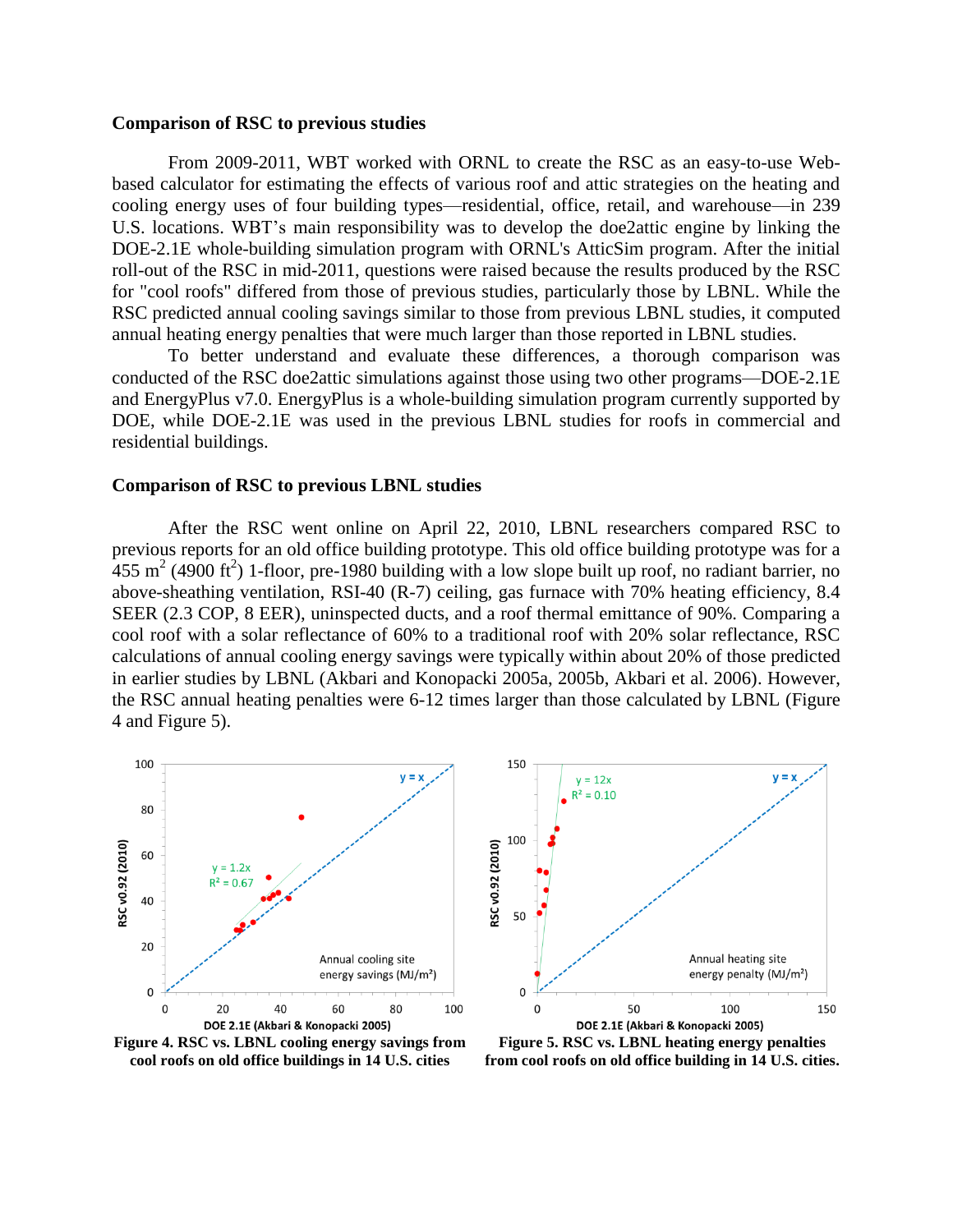## Comparison of RSC to previous studies

From 2009-2011, WBT worked with ORNL to create the RSC as an easy-to-use Web-based calculator for estimating the effects of various roof and attic strategies on the heating and cooling energy uses of four building types—residential, office, retail, and warehouse—in 239 U.S. locations. WBT's main responsibility was to develop the doe2attic engine by linking the DOE-2.1E whole-building simulation program with ORNL's AtticSim program. After the initial roll-out of the RSC in mid-2011, questions were raised because the results produced by the RSC for "cool roofs" differed from those of previous studies, particularly those by LBNL. While the RSC predicted annual cooling savings similar to those from previous LBNL studies, it computed annual heating energy penalties that were much larger than those reported in LBNL studies.

To better understand and evaluate these differences, a thorough comparison was conducted of the RSC doe2attic simulations against those using two other programs—DOE-2.1E and EnergyPlus v7.0. EnergyPlus is a whole-building simulation program currently supported by DOE, while DOE-2.1E was used in the previous LBNL studies for roofs in commercial and residential buildings.

## Comparison of RSC to previous LBNL studies

After the RSC went online on April 22, 2010, LBNL researchers compared RSC to previous reports for an old office building prototype. This old office building prototype was for a 455 $m^2$ (4900 $ft^2$) 1-floor, pre-1980 building with a low slope built up roof, no radiant barrier, no above-sheathing ventilation, RSI-40 (R-7) ceiling, gas furnace with 70% heating efficiency, 8.4 SEER (2.3 COP, 8 EER), uninspected ducts, and a roof thermal emittance of 90%. Comparing a cool roof with a solar reflectance of 60% to a traditional roof with 20% solar reflectance, RSC calculations of annual cooling energy savings were typically within about 20% of those predicted in earlier studies by LBNL (Akbari and Konopacki 2005a, 2005b, Akbari et al. 2006). However, the RSC annual heating penalties were 6-12 times larger than those calculated by LBNL (Figure 4 and Figure 5).

**Figure 4. RSC vs. LBNL cooling energy savings from cool roofs on old office buildings in 14 U.S. cities**

**Figure 5. RSC vs. LBNL heating energy penalties from cool roofs on old office building in 14 U.S. cities.**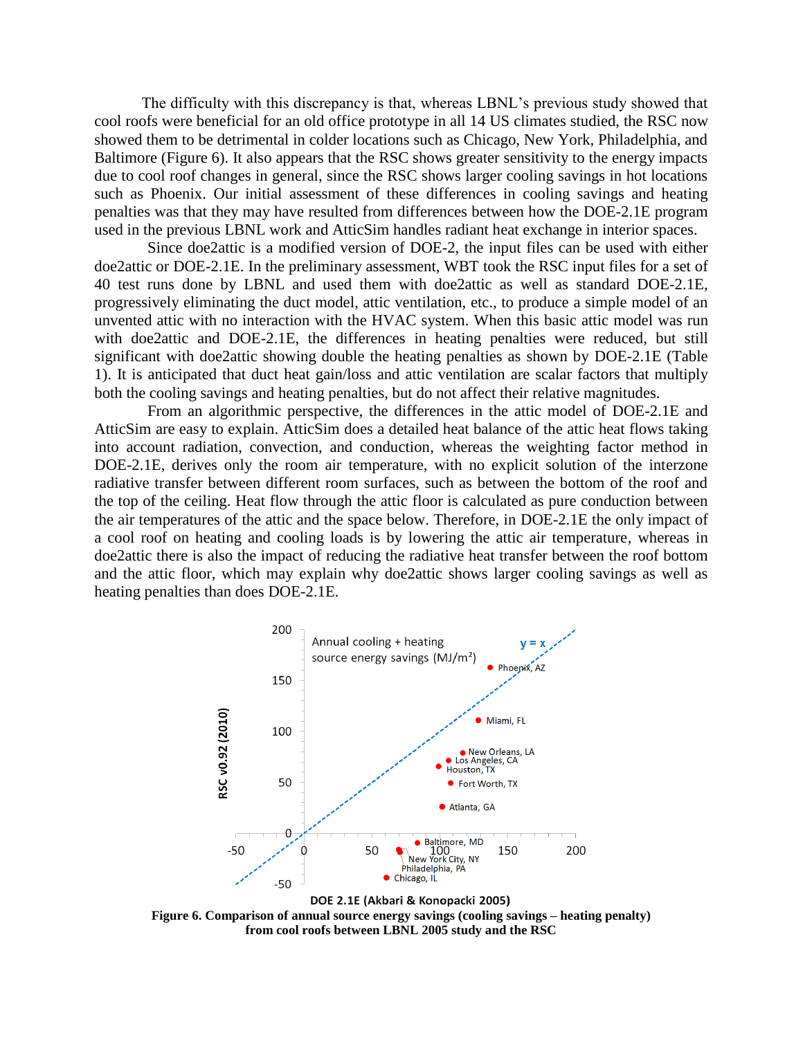The difficulty with this discrepancy is that, whereas LBNL's previous study showed that cool roofs were beneficial for an old office prototype in all 14 US climates studied, the RSC now showed them to be detrimental in colder locations such as Chicago, New York, Philadelphia, and Baltimore (Figure 6). It also appears that the RSC shows greater sensitivity to the energy impacts due to cool roof changes in general, since the RSC shows larger cooling savings in hot locations such as Phoenix. Our initial assessment of these differences in cooling savings and heating penalties was that they may have resulted from differences between how the DOE-2.1E program used in the previous LBNL work and AtticSim handles radiant heat exchange in interior spaces.

Since doe2attic is a modified version of DOE-2, the input files can be used with either doe2attic or DOE-2.1E. In the preliminary assessment, WBT took the RSC input files for a set of 40 test runs done by LBNL and used them with doe2attic as well as standard DOE-2.1E, progressively eliminating the duct model, attic ventilation, etc., to produce a simple model of an unvented attic with no interaction with the HVAC system. When this basic attic model was run with doe2attic and DOE-2.1E, the differences in heating penalties were reduced, but still significant with doe2attic showing double the heating penalties as shown by DOE-2.1E (Table 1). It is anticipated that duct heat gain/loss and attic ventilation are scalar factors that multiply both the cooling savings and heating penalties, but do not affect their relative magnitudes.

From an algorithmic perspective, the differences in the attic model of DOE-2.1E and AtticSim are easy to explain. AtticSim does a detailed heat balance of the attic heat flows taking into account radiation, convection, and conduction, whereas the weighting factor method in DOE-2.1E, derives only the room air temperature, with no explicit solution of the interzone radiative transfer between different room surfaces, such as between the bottom of the roof and the top of the ceiling. Heat flow through the attic floor is calculated as pure conduction between the air temperatures of the attic and the space below. Therefore, in DOE-2.1E the only impact of a cool roof on heating and cooling loads is by lowering the attic air temperature, whereas in doe2attic there is also the impact of reducing the radiative heat transfer between the roof bottom and the attic floor, which may explain why doe2attic shows larger cooling savings as well as heating penalties than does DOE-2.1E.

**Figure 6. Comparison of annual source energy savings (cooling savings – heating penalty) from cool roofs between LBNL 2005 study and the RSC**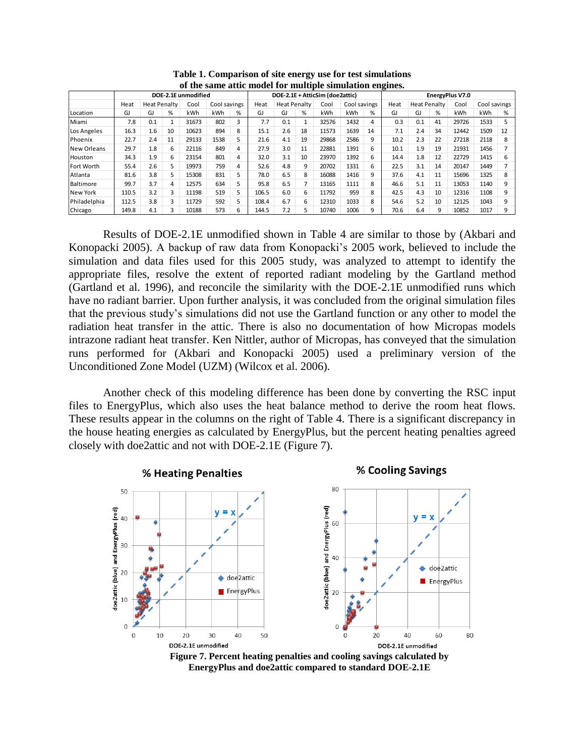**Table 1. Comparison of site energy use for test simulations of the same attic model for multiple simulation engines.**

| | DOE-2.1E unmodified | | | | | | DOE-2.1E + AtticSim (doe2attic) | | | | | | EnergyPlus V7.0 | | | | | |
|---|---|---|---|---|---|---|---|---|---|---|---|---|---|---|---|---|---|---|
| | Heat | Heat Penalty | | Cool | Cool savings | | Heat | Heat Penalty | | Cool | Cool savings | | Heat | Heat Penalty | | Cool | Cool savings | |
| Location | GJ | GJ | % | kWh | kWh | % | GJ | GJ | % | kWh | kWh | % | GJ | GJ | % | kWh | kWh | % |
| Miami | 7.8 | 0.1 | 1 | 31673 | 802 | 3 | 7.7 | 0.1 | 1 | 32576 | 1432 | 4 | 0.3 | 0.1 | 41 | 29726 | 1533 | 5 |
| Los Angeles | 16.3 | 1.6 | 10 | 10623 | 894 | 8 | 15.1 | 2.6 | 18 | 11573 | 1639 | 14 | 7.1 | 2.4 | 34 | 12442 | 1509 | 12 |
| Phoenix | 22.7 | 2.4 | 11 | 29133 | 1538 | 5 | 21.6 | 4.1 | 19 | 29868 | 2586 | 9 | 10.2 | 2.3 | 22 | 27218 | 2118 | 8 |
| New Orleans | 29.7 | 1.8 | 6 | 22116 | 849 | 4 | 27.9 | 3.0 | 11 | 22881 | 1391 | 6 | 10.1 | 1.9 | 19 | 21931 | 1456 | 7 |
| Houston | 34.3 | 1.9 | 6 | 23154 | 801 | 4 | 32.0 | 3.1 | 10 | 23970 | 1392 | 6 | 14.4 | 1.8 | 12 | 22729 | 1415 | 6 |
| Fort Worth | 55.4 | 2.6 | 5 | 19973 | 759 | 4 | 52.6 | 4.8 | 9 | 20702 | 1331 | 6 | 22.5 | 3.1 | 14 | 20147 | 1449 | 7 |
| Atlanta | 81.6 | 3.8 | 5 | 15308 | 831 | 5 | 78.0 | 6.5 | 8 | 16088 | 1416 | 9 | 37.6 | 4.1 | 11 | 15696 | 1325 | 8 |
| Baltimore | 99.7 | 3.7 | 4 | 12575 | 634 | 5 | 95.8 | 6.5 | 7 | 13165 | 1111 | 8 | 46.6 | 5.1 | 11 | 13053 | 1140 | 9 |
| New York | 110.5 | 3.2 | 3 | 11198 | 519 | 5 | 106.5 | 6.0 | 6 | 11792 | 959 | 8 | 42.5 | 4.3 | 10 | 12316 | 1108 | 9 |
| Philadelphia | 112.5 | 3.8 | 3 | 11729 | 592 | 5 | 108.4 | 6.7 | 6 | 12310 | 1033 | 8 | 54.6 | 5.2 | 10 | 12125 | 1043 | 9 |
| Chicago | 149.8 | 4.1 | 3 | 10188 | 573 | 6 | 144.5 | 7.2 | 5 | 10740 | 1006 | 9 | 70.6 | 6.4 | 9 | 10852 | 1017 | 9 |

Results of DOE-2.1E unmodified shown in Table 4 are similar to those by (Akbari and Konopacki 2005). A backup of raw data from Konopacki's 2005 work, believed to include the simulation and data files used for this 2005 study, was analyzed to attempt to identify the appropriate files, resolve the extent of reported radiant modeling by the Gartland method (Gartland et al. 1996), and reconcile the similarity with the DOE-2.1E unmodified runs which have no radiant barrier. Upon further analysis, it was concluded from the original simulation files that the previous study's simulations did not use the Gartland function or any other to model the radiation heat transfer in the attic. There is also no documentation of how Micropas models intrazone radiant heat transfer. Ken Nittler, author of Micropas, has conveyed that the simulation runs performed for (Akbari and Konopacki 2005) used a preliminary version of the Unconditioned Zone Model (UZM) (Wilcox et al. 2006).

Another check of this modeling difference has been done by converting the RSC input files to EnergyPlus, which also uses the heat balance method to derive the room heat flows. These results appear in the columns on the right of Table 4. There is a significant discrepancy in the house heating energies as calculated by EnergyPlus, but the percent heating penalties agreed closely with doe2attic and not with DOE-2.1E (Figure 7).

**Figure 7. Percent heating penalties and cooling savings calculated by EnergyPlus and doe2attic compared to standard DOE-2.1E**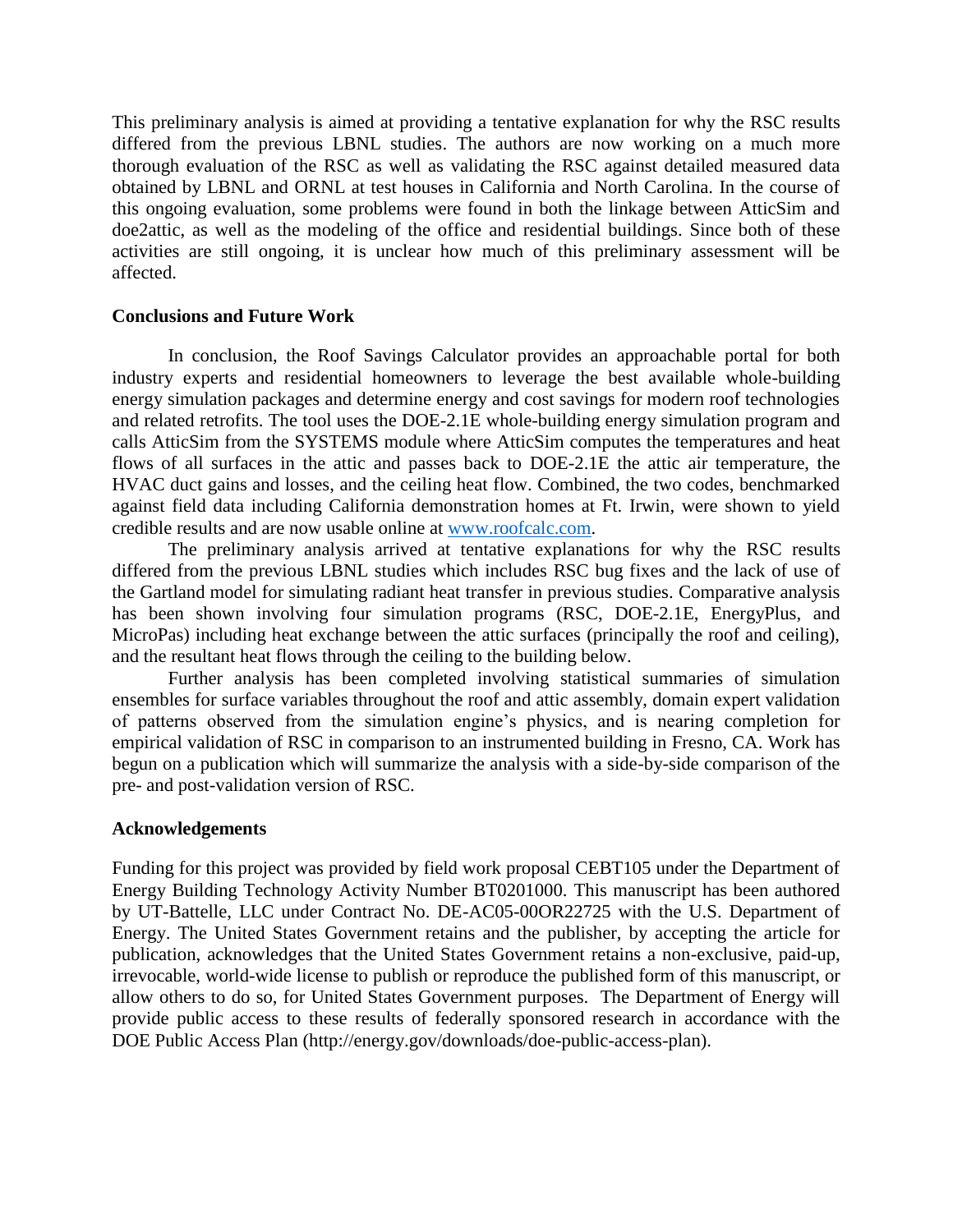This preliminary analysis is aimed at providing a tentative explanation for why the RSC results differed from the previous LBNL studies. The authors are now working on a much more thorough evaluation of the RSC as well as validating the RSC against detailed measured data obtained by LBNL and ORNL at test houses in California and North Carolina. In the course of this ongoing evaluation, some problems were found in both the linkage between AtticSim and doe2attic, as well as the modeling of the office and residential buildings. Since both of these activities are still ongoing, it is unclear how much of this preliminary assessment will be affected.

## Conclusions and Future Work

In conclusion, the Roof Savings Calculator provides an approachable portal for both industry experts and residential homeowners to leverage the best available whole-building energy simulation packages and determine energy and cost savings for modern roof technologies and related retrofits. The tool uses the DOE-2.1E whole-building energy simulation program and calls AtticSim from the SYSTEMS module where AtticSim computes the temperatures and heat flows of all surfaces in the attic and passes back to DOE-2.1E the attic air temperature, the HVAC duct gains and losses, and the ceiling heat flow. Combined, the two codes, benchmarked against field data including California demonstration homes at Ft. Irwin, were shown to yield credible results and are now usable online at [www.roofcalc.com](www.roofcalc.com).

The preliminary analysis arrived at tentative explanations for why the RSC results differed from the previous LBNL studies which includes RSC bug fixes and the lack of use of the Gartland model for simulating radiant heat transfer in previous studies. Comparative analysis has been shown involving four simulation programs (RSC, DOE-2.1E, EnergyPlus, and MicroPas) including heat exchange between the attic surfaces (principally the roof and ceiling), and the resultant heat flows through the ceiling to the building below.

Further analysis has been completed involving statistical summaries of simulation ensembles for surface variables throughout the roof and attic assembly, domain expert validation of patterns observed from the simulation engine's physics, and is nearing completion for empirical validation of RSC in comparison to an instrumented building in Fresno, CA. Work has begun on a publication which will summarize the analysis with a side-by-side comparison of the pre- and post-validation version of RSC.

## Acknowledgements

Funding for this project was provided by field work proposal CEBT105 under the Department of Energy Building Technology Activity Number BT0201000. This manuscript has been authored by UT-Battelle, LLC under Contract No. DE-AC05-00OR22725 with the U.S. Department of Energy. The United States Government retains and the publisher, by accepting the article for publication, acknowledges that the United States Government retains a non-exclusive, paid-up, irrevocable, world-wide license to publish or reproduce the published form of this manuscript, or allow others to do so, for United States Government purposes. The Department of Energy will provide public access to these results of federally sponsored research in accordance with the DOE Public Access Plan (http://energy.gov/downloads/doe-public-access-plan).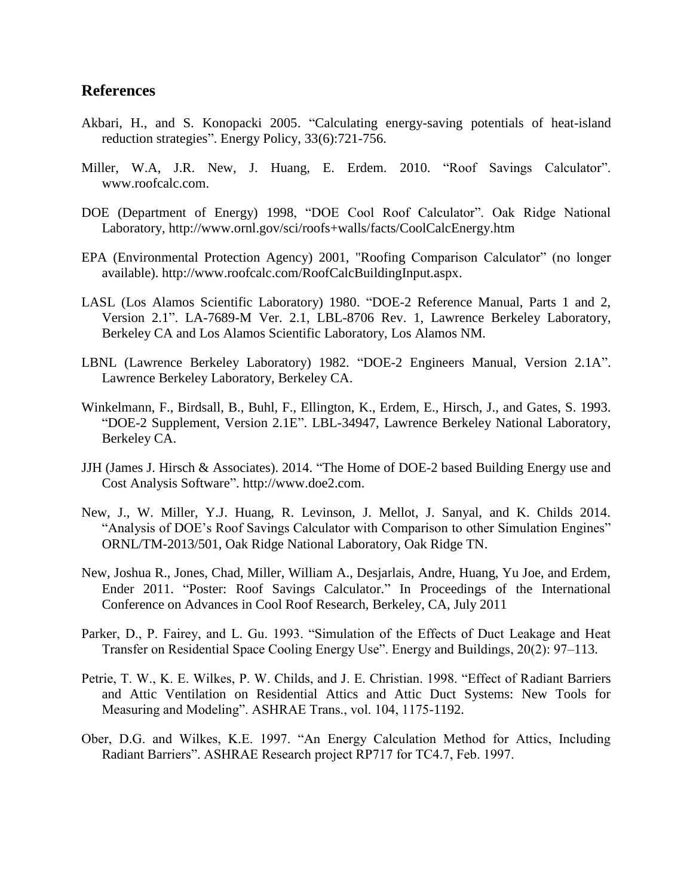## References

Akbari, H., and S. Konopacki 2005. "Calculating energy-saving potentials of heat-island reduction strategies". Energy Policy, 33(6):721-756.

Miller, W.A, J.R. New, J. Huang, E. Erdem. 2010. "Roof Savings Calculator". www.roofcalc.com.

DOE (Department of Energy) 1998, "DOE Cool Roof Calculator". Oak Ridge National Laboratory, http://www.ornl.gov/sci/roofs+walls/facts/CoolCalcEnergy.htm

EPA (Environmental Protection Agency) 2001, "Roofing Comparison Calculator" (no longer available). http://www.roofcalc.com/RoofCalcBuildingInput.aspx.

LASL (Los Alamos Scientific Laboratory) 1980. "DOE-2 Reference Manual, Parts 1 and 2, Version 2.1". LA-7689-M Ver. 2.1, LBL-8706 Rev. 1, Lawrence Berkeley Laboratory, Berkeley CA and Los Alamos Scientific Laboratory, Los Alamos NM.

LBNL (Lawrence Berkeley Laboratory) 1982. "DOE-2 Engineers Manual, Version 2.1A". Lawrence Berkeley Laboratory, Berkeley CA.

Winkelmann, F., Birdsall, B., Buhl, F., Ellington, K., Erdem, E., Hirsch, J., and Gates, S. 1993. "DOE-2 Supplement, Version 2.1E". LBL-34947, Lawrence Berkeley National Laboratory, Berkeley CA.

JJH (James J. Hirsch & Associates). 2014. "The Home of DOE-2 based Building Energy use and Cost Analysis Software". http://www.doe2.com.

New, J., W. Miller, Y.J. Huang, R. Levinson, J. Mellot, J. Sanyal, and K. Childs 2014. "Analysis of DOE's Roof Savings Calculator with Comparison to other Simulation Engines" ORNL/TM-2013/501, Oak Ridge National Laboratory, Oak Ridge TN.

New, Joshua R., Jones, Chad, Miller, William A., Desjarlais, Andre, Huang, Yu Joe, and Erdem, Ender 2011. "Poster: Roof Savings Calculator." In Proceedings of the International Conference on Advances in Cool Roof Research, Berkeley, CA, July 2011

Parker, D., P. Fairey, and L. Gu. 1993. "Simulation of the Effects of Duct Leakage and Heat Transfer on Residential Space Cooling Energy Use". Energy and Buildings, 20(2): 97–113.

Petrie, T. W., K. E. Wilkes, P. W. Childs, and J. E. Christian. 1998. "Effect of Radiant Barriers and Attic Ventilation on Residential Attics and Attic Duct Systems: New Tools for Measuring and Modeling". ASHRAE Trans., vol. 104, 1175-1192.

Ober, D.G. and Wilkes, K.E. 1997. "An Energy Calculation Method for Attics, Including Radiant Barriers". ASHRAE Research project RP717 for TC4.7, Feb. 1997.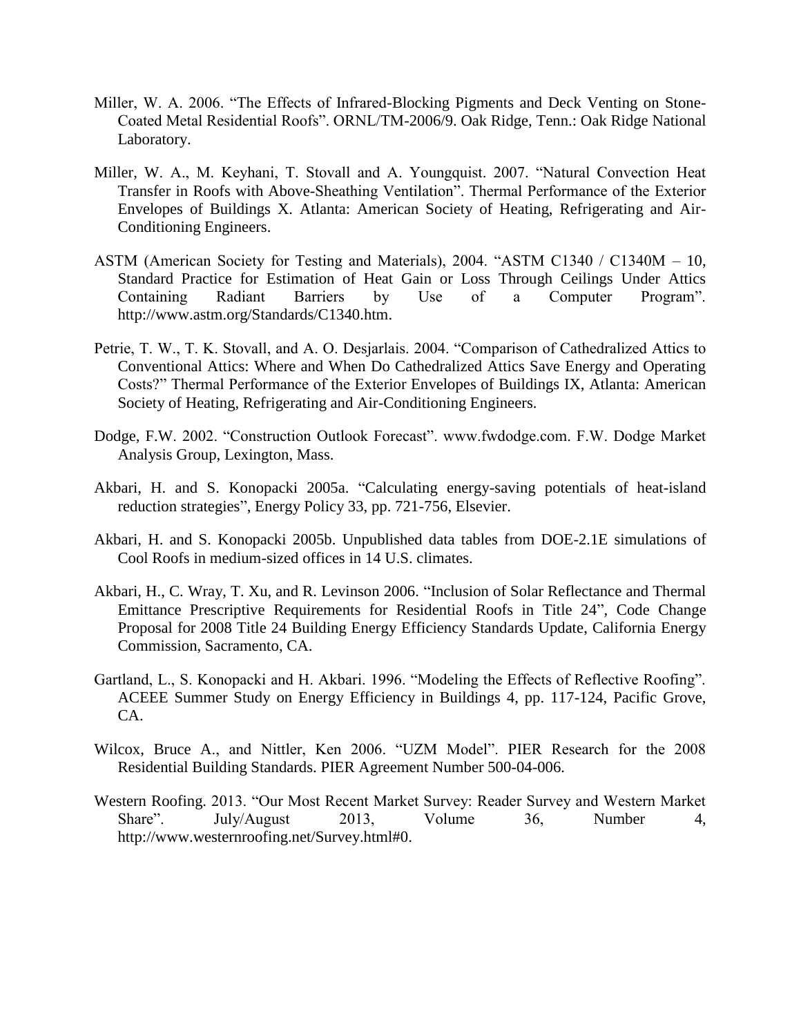Miller, W. A. 2006. "The Effects of Infrared-Blocking Pigments and Deck Venting on Stone-Coated Metal Residential Roofs". ORNL/TM-2006/9. Oak Ridge, Tenn.: Oak Ridge National Laboratory.

Miller, W. A., M. Keyhani, T. Stovall and A. Youngquist. 2007. "Natural Convection Heat Transfer in Roofs with Above-Sheathing Ventilation". Thermal Performance of the Exterior Envelopes of Buildings X. Atlanta: American Society of Heating, Refrigerating and Air-Conditioning Engineers.

ASTM (American Society for Testing and Materials), 2004. "ASTM C1340 / C1340M – 10, Standard Practice for Estimation of Heat Gain or Loss Through Ceilings Under Attics Containing Radiant Barriers by Use of a Computer Program". http://www.astm.org/Standards/C1340.htm.

Petrie, T. W., T. K. Stovall, and A. O. Desjarlais. 2004. "Comparison of Cathedralized Attics to Conventional Attics: Where and When Do Cathedralized Attics Save Energy and Operating Costs?" Thermal Performance of the Exterior Envelopes of Buildings IX, Atlanta: American Society of Heating, Refrigerating and Air-Conditioning Engineers.

Dodge, F.W. 2002. "Construction Outlook Forecast". www.fwdodge.com. F.W. Dodge Market Analysis Group, Lexington, Mass.

Akbari, H. and S. Konopacki 2005a. "Calculating energy-saving potentials of heat-island reduction strategies", Energy Policy 33, pp. 721-756, Elsevier.

Akbari, H. and S. Konopacki 2005b. Unpublished data tables from DOE-2.1E simulations of Cool Roofs in medium-sized offices in 14 U.S. climates.

Akbari, H., C. Wray, T. Xu, and R. Levinson 2006. "Inclusion of Solar Reflectance and Thermal Emittance Prescriptive Requirements for Residential Roofs in Title 24", Code Change Proposal for 2008 Title 24 Building Energy Efficiency Standards Update, California Energy Commission, Sacramento, CA.

Gartland, L., S. Konopacki and H. Akbari. 1996. "Modeling the Effects of Reflective Roofing". ACEEE Summer Study on Energy Efficiency in Buildings 4, pp. 117-124, Pacific Grove, CA.

Wilcox, Bruce A., and Nittler, Ken 2006. "UZM Model". PIER Research for the 2008 Residential Building Standards. PIER Agreement Number 500-04-006.

Western Roofing. 2013. "Our Most Recent Market Survey: Reader Survey and Western Market Share". July/August 2013, Volume 36, Number 4, http://www.westernroofing.net/Survey.html#0.